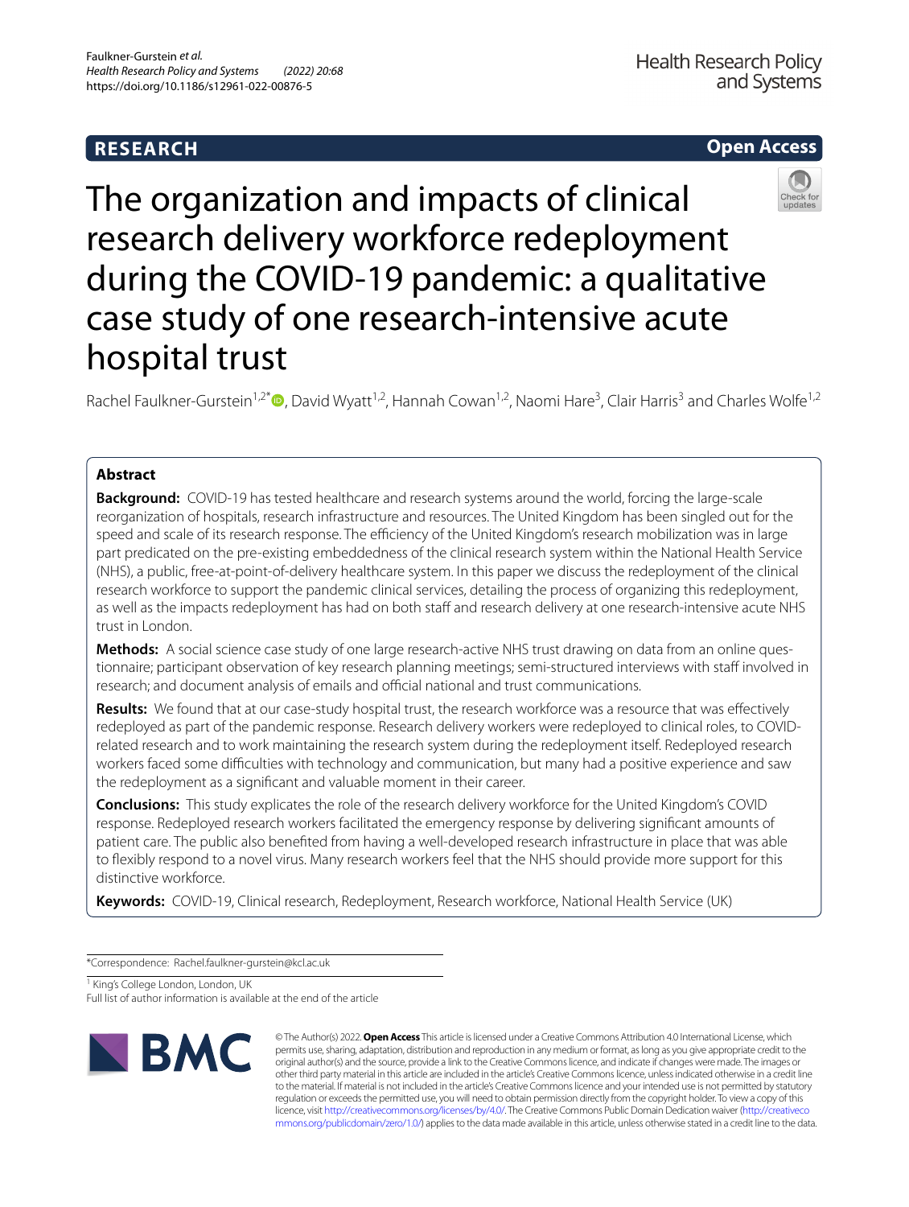**RESEARCH** **Open Access**

# The organization and impacts of clinical research delivery workforce redeployment during the COVID-19 pandemic: a qualitative case study of one research-intensive acute hospital trust

Rachel Faulkner-Gurstein[1,2*], David Wyatt[1,2], Hannah Cowan[1,2], Naomi Hare[3], Clair Harris[3] and Charles Wolfe[1,2]

## Abstract

**Background:** COVID-19 has tested healthcare and research systems around the world, forcing the large-scale reorganization of hospitals, research infrastructure and resources. The United Kingdom has been singled out for the speed and scale of its research response. The efficiency of the United Kingdom's research mobilization was in large part predicated on the pre-existing embeddedness of the clinical research system within the National Health Service (NHS), a public, free-at-point-of-delivery healthcare system. In this paper we discuss the redeployment of the clinical research workforce to support the pandemic clinical services, detailing the process of organizing this redeployment, as well as the impacts redeployment has had on both staff and research delivery at one research-intensive acute NHS trust in London.

**Methods:** A social science case study of one large research-active NHS trust drawing on data from an online questionnaire; participant observation of key research planning meetings; semi-structured interviews with staff involved in research; and document analysis of emails and official national and trust communications.

**Results:** We found that at our case-study hospital trust, the research workforce was a resource that was effectively redeployed as part of the pandemic response. Research delivery workers were redeployed to clinical roles, to COVID-related research and to work maintaining the research system during the redeployment itself. Redeployed research workers faced some difficulties with technology and communication, but many had a positive experience and saw the redeployment as a significant and valuable moment in their career.

**Conclusions:** This study explicates the role of the research delivery workforce for the United Kingdom's COVID response. Redeployed research workers facilitated the emergency response by delivering significant amounts of patient care. The public also benefited from having a well-developed research infrastructure in place that was able to flexibly respond to a novel virus. Many research workers feel that the NHS should provide more support for this distinctive workforce.

**Keywords:** COVID-19, Clinical research, Redeployment, Research workforce, National Health Service (UK)

*Correspondence: Rachel.faulkner-gurstein@kcl.ac.uk

[1] King's College London, London, UK

Full list of author information is available at the end of the article

© The Author(s) 2022. **Open Access** This article is licensed under a Creative Commons Attribution 4.0 International License, which permits use, sharing, adaptation, distribution and reproduction in any medium or format, as long as you give appropriate credit to the original author(s) and the source, provide a link to the Creative Commons licence, and indicate if changes were made. The images or other third party material in this article are included in the article's Creative Commons licence, unless indicated otherwise in a credit line to the material. If material is not included in the article's Creative Commons licence and your intended use is not permitted by statutory regulation or exceeds the permitted use, you will need to obtain permission directly from the copyright holder. To view a copy of this licence, visit http://creativecommons.org/licenses/by/4.0/. The Creative Commons Public Domain Dedication waiver (http://creativecommons.org/publicdomain/zero/1.0/) applies to the data made available in this article, unless otherwise stated in a credit line to the data.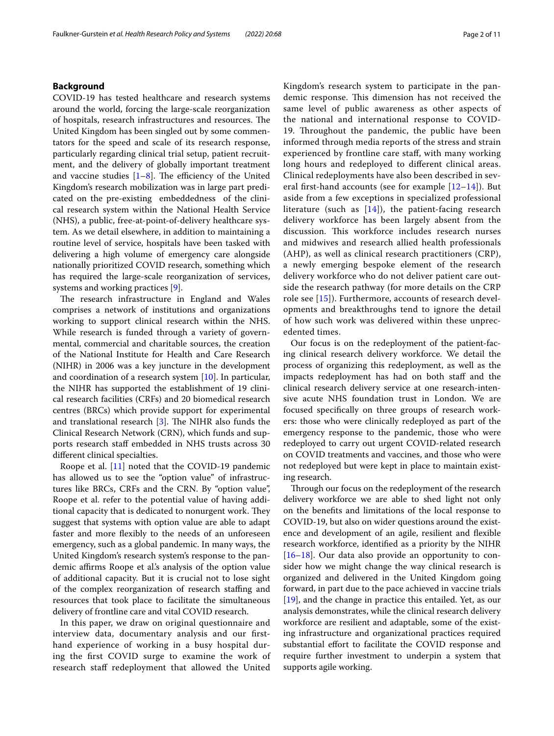## Background

COVID-19 has tested healthcare and research systems around the world, forcing the large-scale reorganization of hospitals, research infrastructures and resources. The United Kingdom has been singled out by some commentators for the speed and scale of its research response, particularly regarding clinical trial setup, patient recruitment, and the delivery of globally important treatment and vaccine studies [1–8]. The efficiency of the United Kingdom's research mobilization was in large part predicated on the pre-existing embeddedness of the clinical research system within the National Health Service (NHS), a public, free-at-point-of-delivery healthcare system. As we detail elsewhere, in addition to maintaining a routine level of service, hospitals have been tasked with delivering a high volume of emergency care alongside nationally prioritized COVID research, something which has required the large-scale reorganization of services, systems and working practices [9].

The research infrastructure in England and Wales comprises a network of institutions and organizations working to support clinical research within the NHS. While research is funded through a variety of governmental, commercial and charitable sources, the creation of the National Institute for Health and Care Research (NIHR) in 2006 was a key juncture in the development and coordination of a research system [10]. In particular, the NIHR has supported the establishment of 19 clinical research facilities (CRFs) and 20 biomedical research centres (BRCs) which provide support for experimental and translational research [3]. The NIHR also funds the Clinical Research Network (CRN), which funds and supports research staff embedded in NHS trusts across 30 different clinical specialties.

Roope et al. [11] noted that the COVID-19 pandemic has allowed us to see the "option value" of infrastructures like BRCs, CRFs and the CRN. By "option value", Roope et al. refer to the potential value of having additional capacity that is dedicated to nonurgent work. They suggest that systems with option value are able to adapt faster and more flexibly to the needs of an unforeseen emergency, such as a global pandemic. In many ways, the United Kingdom's research system's response to the pandemic affirms Roope et al.'s analysis of the option value of additional capacity. But it is crucial not to lose sight of the complex reorganization of research staffing and resources that took place to facilitate the simultaneous delivery of frontline care and vital COVID research.

In this paper, we draw on original questionnaire and interview data, documentary analysis and our first-hand experience of working in a busy hospital during the first COVID surge to examine the work of research staff redeployment that allowed the United Kingdom's research system to participate in the pandemic response. This dimension has not received the same level of public awareness as other aspects of the national and international response to COVID-19. Throughout the pandemic, the public have been informed through media reports of the stress and strain experienced by frontline care staff, with many working long hours and redeployed to different clinical areas. Clinical redeployments have also been described in several first-hand accounts (see for example [12–14]). But aside from a few exceptions in specialized professional literature (such as [14]), the patient-facing research delivery workforce has been largely absent from the discussion. This workforce includes research nurses and midwives and research allied health professionals (AHP), as well as clinical research practitioners (CRP), a newly emerging bespoke element of the research delivery workforce who do not deliver patient care outside the research pathway (for more details on the CRP role see [15]). Furthermore, accounts of research developments and breakthroughs tend to ignore the detail of how such work was delivered within these unprecedented times.

Our focus is on the redeployment of the patient-facing clinical research delivery workforce. We detail the process of organizing this redeployment, as well as the impacts redeployment has had on both staff and the clinical research delivery service at one research-intensive acute NHS foundation trust in London. We are focused specifically on three groups of research workers: those who were clinically redeployed as part of the emergency response to the pandemic, those who were redeployed to carry out urgent COVID-related research on COVID treatments and vaccines, and those who were not redeployed but were kept in place to maintain existing research.

Through our focus on the redeployment of the research delivery workforce we are able to shed light not only on the benefits and limitations of the local response to COVID-19, but also on wider questions around the existence and development of an agile, resilient and flexible research workforce, identified as a priority by the NIHR [16–18]. Our data also provide an opportunity to consider how we might change the way clinical research is organized and delivered in the United Kingdom going forward, in part due to the pace achieved in vaccine trials [19], and the change in practice this entailed. Yet, as our analysis demonstrates, while the clinical research delivery workforce are resilient and adaptable, some of the existing infrastructure and organizational practices required substantial effort to facilitate the COVID response and require further investment to underpin a system that supports agile working.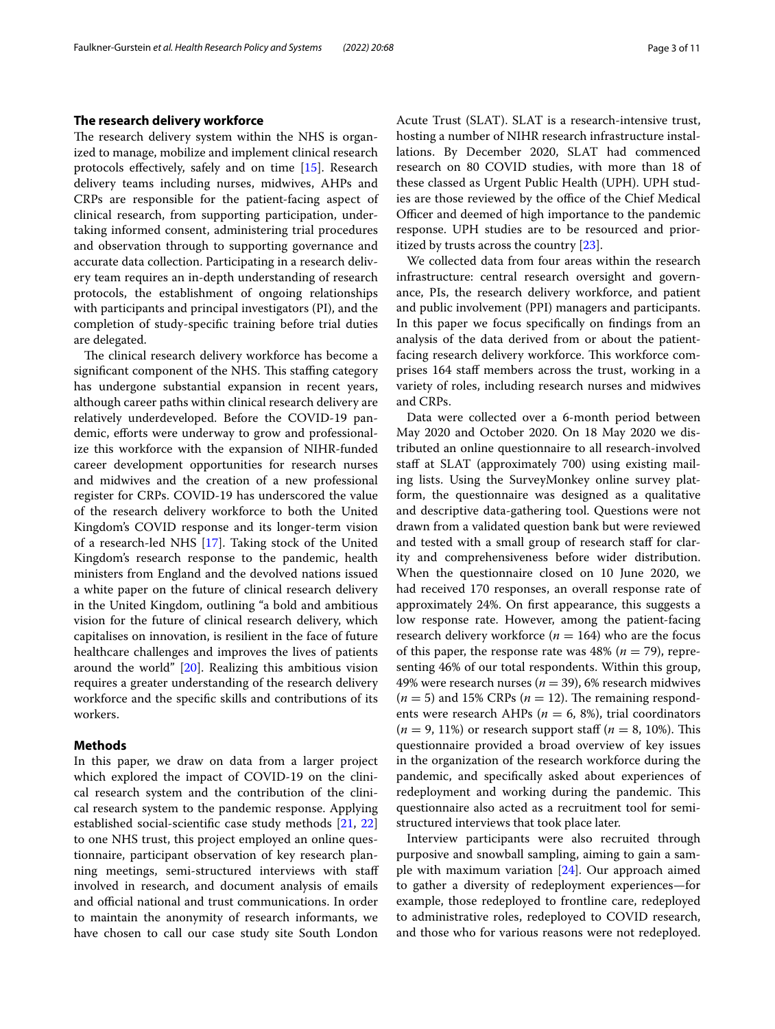## The research delivery workforce

The research delivery system within the NHS is organized to manage, mobilize and implement clinical research protocols effectively, safely and on time [15]. Research delivery teams including nurses, midwives, AHPs and CRPs are responsible for the patient-facing aspect of clinical research, from supporting participation, undertaking informed consent, administering trial procedures and observation through to supporting governance and accurate data collection. Participating in a research delivery team requires an in-depth understanding of research protocols, the establishment of ongoing relationships with participants and principal investigators (PI), and the completion of study-specific training before trial duties are delegated.

The clinical research delivery workforce has become a significant component of the NHS. This staffing category has undergone substantial expansion in recent years, although career paths within clinical research delivery are relatively underdeveloped. Before the COVID-19 pandemic, efforts were underway to grow and professionalize this workforce with the expansion of NIHR-funded career development opportunities for research nurses and midwives and the creation of a new professional register for CRPs. COVID-19 has underscored the value of the research delivery workforce to both the United Kingdom's COVID response and its longer-term vision of a research-led NHS [17]. Taking stock of the United Kingdom's research response to the pandemic, health ministers from England and the devolved nations issued a white paper on the future of clinical research delivery in the United Kingdom, outlining "a bold and ambitious vision for the future of clinical research delivery, which capitalises on innovation, is resilient in the face of future healthcare challenges and improves the lives of patients around the world" [20]. Realizing this ambitious vision requires a greater understanding of the research delivery workforce and the specific skills and contributions of its workers.

## Methods

In this paper, we draw on data from a larger project which explored the impact of COVID-19 on the clinical research system and the contribution of the clinical research system to the pandemic response. Applying established social-scientific case study methods [21, 22] to one NHS trust, this project employed an online questionnaire, participant observation of key research planning meetings, semi-structured interviews with staff involved in research, and document analysis of emails and official national and trust communications. In order to maintain the anonymity of research informants, we have chosen to call our case study site South London Acute Trust (SLAT). SLAT is a research-intensive trust, hosting a number of NIHR research infrastructure installations. By December 2020, SLAT had commenced research on 80 COVID studies, with more than 18 of these classed as Urgent Public Health (UPH). UPH studies are those reviewed by the office of the Chief Medical Officer and deemed of high importance to the pandemic response. UPH studies are to be resourced and prioritized by trusts across the country [23].

We collected data from four areas within the research infrastructure: central research oversight and governance, PIs, the research delivery workforce, and patient and public involvement (PPI) managers and participants. In this paper we focus specifically on findings from an analysis of the data derived from or about the patient-facing research delivery workforce. This workforce comprises 164 staff members across the trust, working in a variety of roles, including research nurses and midwives and CRPs.

Data were collected over a 6-month period between May 2020 and October 2020. On 18 May 2020 we distributed an online questionnaire to all research-involved staff at SLAT (approximately 700) using existing mailing lists. Using the SurveyMonkey online survey platform, the questionnaire was designed as a qualitative and descriptive data-gathering tool. Questions were not drawn from a validated question bank but were reviewed and tested with a small group of research staff for clarity and comprehensiveness before wider distribution. When the questionnaire closed on 10 June 2020, we had received 170 responses, an overall response rate of approximately 24%. On first appearance, this suggests a low response rate. However, among the patient-facing research delivery workforce ($n = 164$) who are the focus of this paper, the response rate was 48% ($n = 79$), representing 46% of our total respondents. Within this group, 49% were research nurses ($n = 39$), 6% research midwives ($n = 5$) and 15% CRPs ($n = 12$). The remaining respondents were research AHPs ($n = 6$, 8%), trial coordinators ($n = 9$, 11%) or research support staff ($n = 8$, 10%). This questionnaire provided a broad overview of key issues in the organization of the research workforce during the pandemic, and specifically asked about experiences of redeployment and working during the pandemic. This questionnaire also acted as a recruitment tool for semi-structured interviews that took place later.

Interview participants were also recruited through purposive and snowball sampling, aiming to gain a sample with maximum variation [24]. Our approach aimed to gather a diversity of redeployment experiences—for example, those redeployed to frontline care, redeployed to administrative roles, redeployed to COVID research, and those who for various reasons were not redeployed.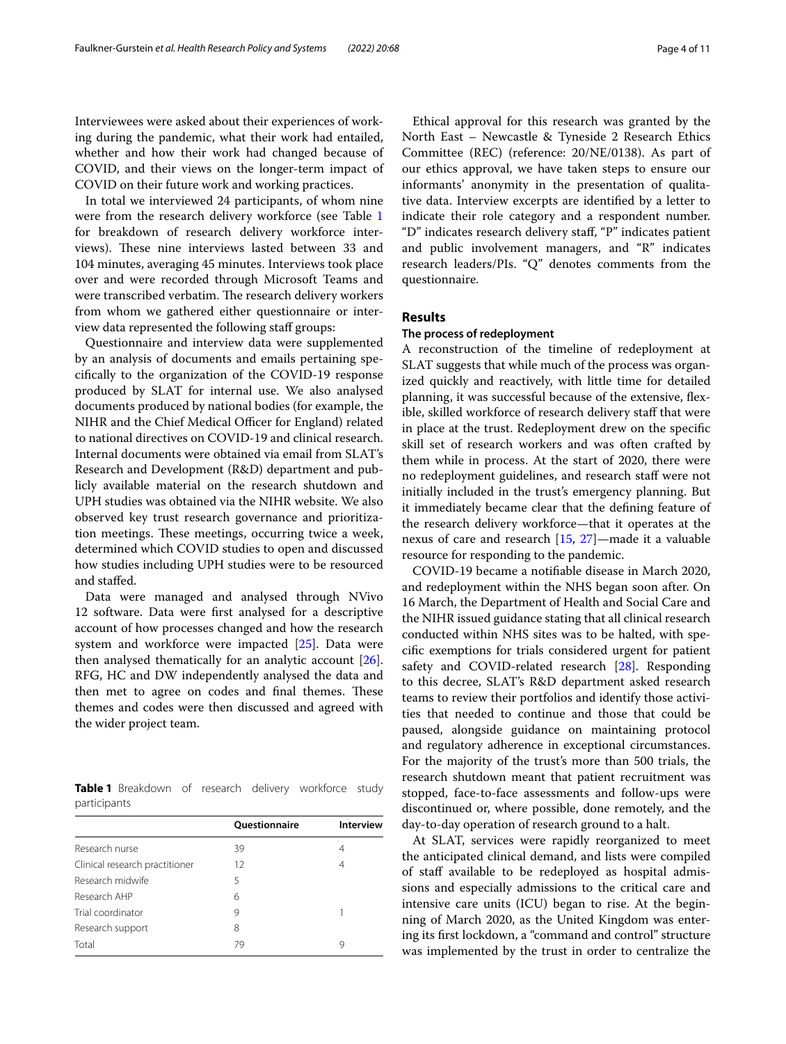Interviewees were asked about their experiences of working during the pandemic, what their work had entailed, whether and how their work had changed because of COVID, and their views on the longer-term impact of COVID on their future work and working practices.

In total we interviewed 24 participants, of whom nine were from the research delivery workforce (see Table 1 for breakdown of research delivery workforce interviews). These nine interviews lasted between 33 and 104 minutes, averaging 45 minutes. Interviews took place over and were recorded through Microsoft Teams and were transcribed verbatim. The research delivery workers from whom we gathered either questionnaire or interview data represented the following staff groups:

Questionnaire and interview data were supplemented by an analysis of documents and emails pertaining specifically to the organization of the COVID-19 response produced by SLAT for internal use. We also analysed documents produced by national bodies (for example, the NIHR and the Chief Medical Officer for England) related to national directives on COVID-19 and clinical research. Internal documents were obtained via email from SLAT's Research and Development (R&D) department and publicly available material on the research shutdown and UPH studies was obtained via the NIHR website. We also observed key trust research governance and prioritization meetings. These meetings, occurring twice a week, determined which COVID studies to open and discussed how studies including UPH studies were to be resourced and staffed.

Data were managed and analysed through NVivo 12 software. Data were first analysed for a descriptive account of how processes changed and how the research system and workforce were impacted [25]. Data were then analysed thematically for an analytic account [26]. RFG, HC and DW independently analysed the data and then met to agree on codes and final themes. These themes and codes were then discussed and agreed with the wider project team.

**Table 1** Breakdown of research delivery workforce study participants

| | Questionnaire | Interview |
|---|---|---|
| Research nurse | 39 | 4 |
| Clinical research practitioner | 12 | 4 |
| Research midwife | 5 | |
| Research AHP | 6 | |
| Trial coordinator | 9 | 1 |
| Research support | 8 | |
| Total | 79 | 9 |

Ethical approval for this research was granted by the North East – Newcastle & Tyneside 2 Research Ethics Committee (REC) (reference: 20/NE/0138). As part of our ethics approval, we have taken steps to ensure our informants' anonymity in the presentation of qualitative data. Interview excerpts are identified by a letter to indicate their role category and a respondent number. "D" indicates research delivery staff, "P" indicates patient and public involvement managers, and "R" indicates research leaders/PIs. "Q" denotes comments from the questionnaire.

## Results

### The process of redeployment

A reconstruction of the timeline of redeployment at SLAT suggests that while much of the process was organized quickly and reactively, with little time for detailed planning, it was successful because of the extensive, flexible, skilled workforce of research delivery staff that were in place at the trust. Redeployment drew on the specific skill set of research workers and was often crafted by them while in process. At the start of 2020, there were no redeployment guidelines, and research staff were not initially included in the trust's emergency planning. But it immediately became clear that the defining feature of the research delivery workforce—that it operates at the nexus of care and research [15, 27]—made it a valuable resource for responding to the pandemic.

COVID-19 became a notifiable disease in March 2020, and redeployment within the NHS began soon after. On 16 March, the Department of Health and Social Care and the NIHR issued guidance stating that all clinical research conducted within NHS sites was to be halted, with specific exemptions for trials considered urgent for patient safety and COVID-related research [28]. Responding to this decree, SLAT's R&D department asked research teams to review their portfolios and identify those activities that needed to continue and those that could be paused, alongside guidance on maintaining protocol and regulatory adherence in exceptional circumstances. For the majority of the trust's more than 500 trials, the research shutdown meant that patient recruitment was stopped, face-to-face assessments and follow-ups were discontinued or, where possible, done remotely, and the day-to-day operation of research ground to a halt.

At SLAT, services were rapidly reorganized to meet the anticipated clinical demand, and lists were compiled of staff available to be redeployed as hospital admissions and especially admissions to the critical care and intensive care units (ICU) began to rise. At the beginning of March 2020, as the United Kingdom was entering its first lockdown, a "command and control" structure was implemented by the trust in order to centralize the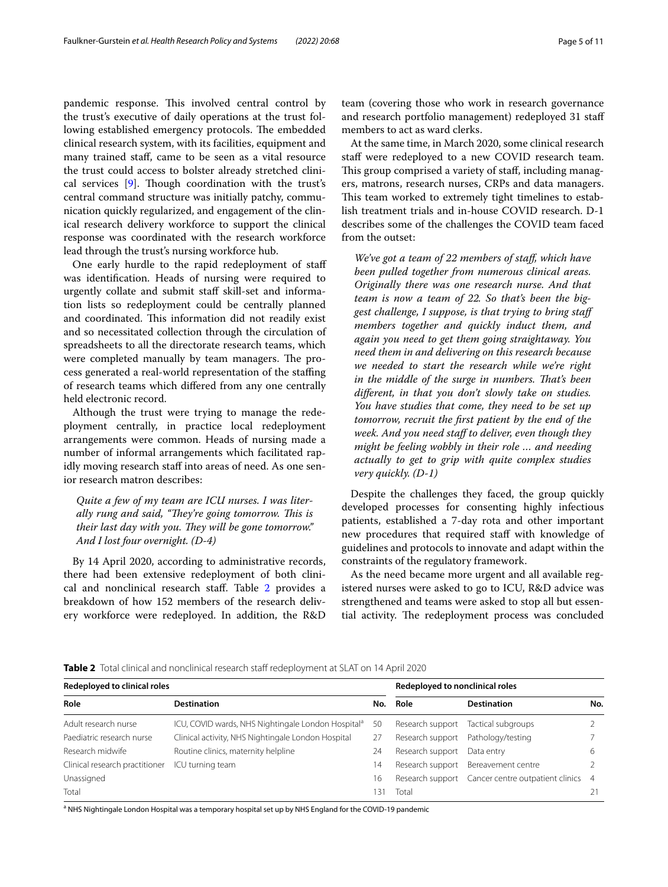pandemic response. This involved central control by the trust's executive of daily operations at the trust following established emergency protocols. The embedded clinical research system, with its facilities, equipment and many trained staff, came to be seen as a vital resource the trust could access to bolster already stretched clinical services [9]. Though coordination with the trust's central command structure was initially patchy, communication quickly regularized, and engagement of the clinical research delivery workforce to support the clinical response was coordinated with the research workforce lead through the trust's nursing workforce hub.

One early hurdle to the rapid redeployment of staff was identification. Heads of nursing were required to urgently collate and submit staff skill-set and information lists so redeployment could be centrally planned and coordinated. This information did not readily exist and so necessitated collection through the circulation of spreadsheets to all the directorate research teams, which were completed manually by team managers. The process generated a real-world representation of the staffing of research teams which differed from any one centrally held electronic record.

Although the trust were trying to manage the redeployment centrally, in practice local redeployment arrangements were common. Heads of nursing made a number of informal arrangements which facilitated rapidly moving research staff into areas of need. As one senior research matron describes:

> *Quite a few of my team are ICU nurses. I was literally rung and said, "They're going tomorrow. This is their last day with you. They will be gone tomorrow." And I lost four overnight. (D-4)*

By 14 April 2020, according to administrative records, there had been extensive redeployment of both clinical and nonclinical research staff. Table 2 provides a breakdown of how 152 members of the research delivery workforce were redeployed. In addition, the R&D team (covering those who work in research governance and research portfolio management) redeployed 31 staff members to act as ward clerks.

At the same time, in March 2020, some clinical research staff were redeployed to a new COVID research team. This group comprised a variety of staff, including managers, matrons, research nurses, CRPs and data managers. This team worked to extremely tight timelines to establish treatment trials and in-house COVID research. D-1 describes some of the challenges the COVID team faced from the outset:

> *We've got a team of 22 members of staff, which have been pulled together from numerous clinical areas. Originally there was one research nurse. And that team is now a team of 22. So that's been the biggest challenge, I suppose, is that trying to bring staff members together and quickly induct them, and again you need to get them going straightaway. You need them in and delivering on this research because we needed to start the research while we're right in the middle of the surge in numbers. That's been different, in that you don't slowly take on studies. You have studies that come, they need to be set up tomorrow, recruit the first patient by the end of the week. And you need staff to deliver, even though they might be feeling wobbly in their role ... and needing actually to get to grip with quite complex studies very quickly. (D-1)*

Despite the challenges they faced, the group quickly developed processes for consenting highly infectious patients, established a 7-day rota and other important new procedures that required staff with knowledge of guidelines and protocols to innovate and adapt within the constraints of the regulatory framework.

As the need became more urgent and all available registered nurses were asked to go to ICU, R&D advice was strengthened and teams were asked to stop all but essential activity. The redeployment process was concluded

**Table 2** Total clinical and nonclinical research staff redeployment at SLAT on 14 April 2020

| Redeployed to clinical roles | | | Redeployed to nonclinical roles | | |
|---|---|---|---|---|---|
| Role | Destination | No. | Role | Destination | No. |
| Adult research nurse | ICU, COVID wards, NHS Nightingale London Hospital[a] | 50 | Research support | Tactical subgroups | 2 |
| Paediatric research nurse | Clinical activity, NHS Nightingale London Hospital | 27 | Research support | Pathology/testing | 7 |
| Research midwife | Routine clinics, maternity helpline | 24 | Research support | Data entry | 6 |
| Clinical research practitioner | ICU turning team | 14 | Research support | Bereavement centre | 2 |
| Unassigned | | 16 | Research support | Cancer centre outpatient clinics | 4 |
| Total | | 131 | Total | | 21 |

[a] NHS Nightingale London Hospital was a temporary hospital set up by NHS England for the COVID-19 pandemic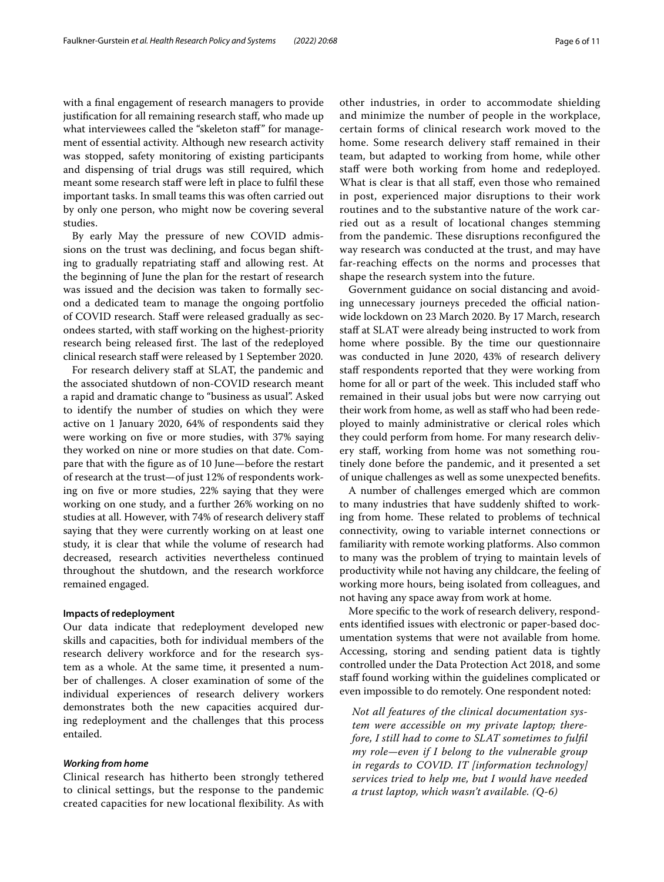with a final engagement of research managers to provide justification for all remaining research staff, who made up what interviewees called the "skeleton staff" for management of essential activity. Although new research activity was stopped, safety monitoring of existing participants and dispensing of trial drugs was still required, which meant some research staff were left in place to fulfil these important tasks. In small teams this was often carried out by only one person, who might now be covering several studies.

By early May the pressure of new COVID admissions on the trust was declining, and focus began shifting to gradually repatriating staff and allowing rest. At the beginning of June the plan for the restart of research was issued and the decision was taken to formally second a dedicated team to manage the ongoing portfolio of COVID research. Staff were released gradually as secondees started, with staff working on the highest-priority research being released first. The last of the redeployed clinical research staff were released by 1 September 2020.

For research delivery staff at SLAT, the pandemic and the associated shutdown of non-COVID research meant a rapid and dramatic change to "business as usual". Asked to identify the number of studies on which they were active on 1 January 2020, 64% of respondents said they were working on five or more studies, with 37% saying they worked on nine or more studies on that date. Compare that with the figure as of 10 June—before the restart of research at the trust—of just 12% of respondents working on five or more studies, 22% saying that they were working on one study, and a further 26% working on no studies at all. However, with 74% of research delivery staff saying that they were currently working on at least one study, it is clear that while the volume of research had decreased, research activities nevertheless continued throughout the shutdown, and the research workforce remained engaged.

#### Impacts of redeployment

Our data indicate that redeployment developed new skills and capacities, both for individual members of the research delivery workforce and for the research system as a whole. At the same time, it presented a number of challenges. A closer examination of some of the individual experiences of research delivery workers demonstrates both the new capacities acquired during redeployment and the challenges that this process entailed.

##### *Working from home*

Clinical research has hitherto been strongly tethered to clinical settings, but the response to the pandemic created capacities for new locational flexibility. As with other industries, in order to accommodate shielding and minimize the number of people in the workplace, certain forms of clinical research work moved to the home. Some research delivery staff remained in their team, but adapted to working from home, while other staff were both working from home and redeployed. What is clear is that all staff, even those who remained in post, experienced major disruptions to their work routines and to the substantive nature of the work carried out as a result of locational changes stemming from the pandemic. These disruptions reconfigured the way research was conducted at the trust, and may have far-reaching effects on the norms and processes that shape the research system into the future.

Government guidance on social distancing and avoiding unnecessary journeys preceded the official nationwide lockdown on 23 March 2020. By 17 March, research staff at SLAT were already being instructed to work from home where possible. By the time our questionnaire was conducted in June 2020, 43% of research delivery staff respondents reported that they were working from home for all or part of the week. This included staff who remained in their usual jobs but were now carrying out their work from home, as well as staff who had been redeployed to mainly administrative or clerical roles which they could perform from home. For many research delivery staff, working from home was not something routinely done before the pandemic, and it presented a set of unique challenges as well as some unexpected benefits.

A number of challenges emerged which are common to many industries that have suddenly shifted to working from home. These related to problems of technical connectivity, owing to variable internet connections or familiarity with remote working platforms. Also common to many was the problem of trying to maintain levels of productivity while not having any childcare, the feeling of working more hours, being isolated from colleagues, and not having any space away from work at home.

More specific to the work of research delivery, respondents identified issues with electronic or paper-based documentation systems that were not available from home. Accessing, storing and sending patient data is tightly controlled under the Data Protection Act 2018, and some staff found working within the guidelines complicated or even impossible to do remotely. One respondent noted:

> *Not all features of the clinical documentation system were accessible on my private laptop; therefore, I still had to come to SLAT sometimes to fulfil my role—even if I belong to the vulnerable group in regards to COVID. IT [information technology] services tried to help me, but I would have needed a trust laptop, which wasn't available. (Q-6)*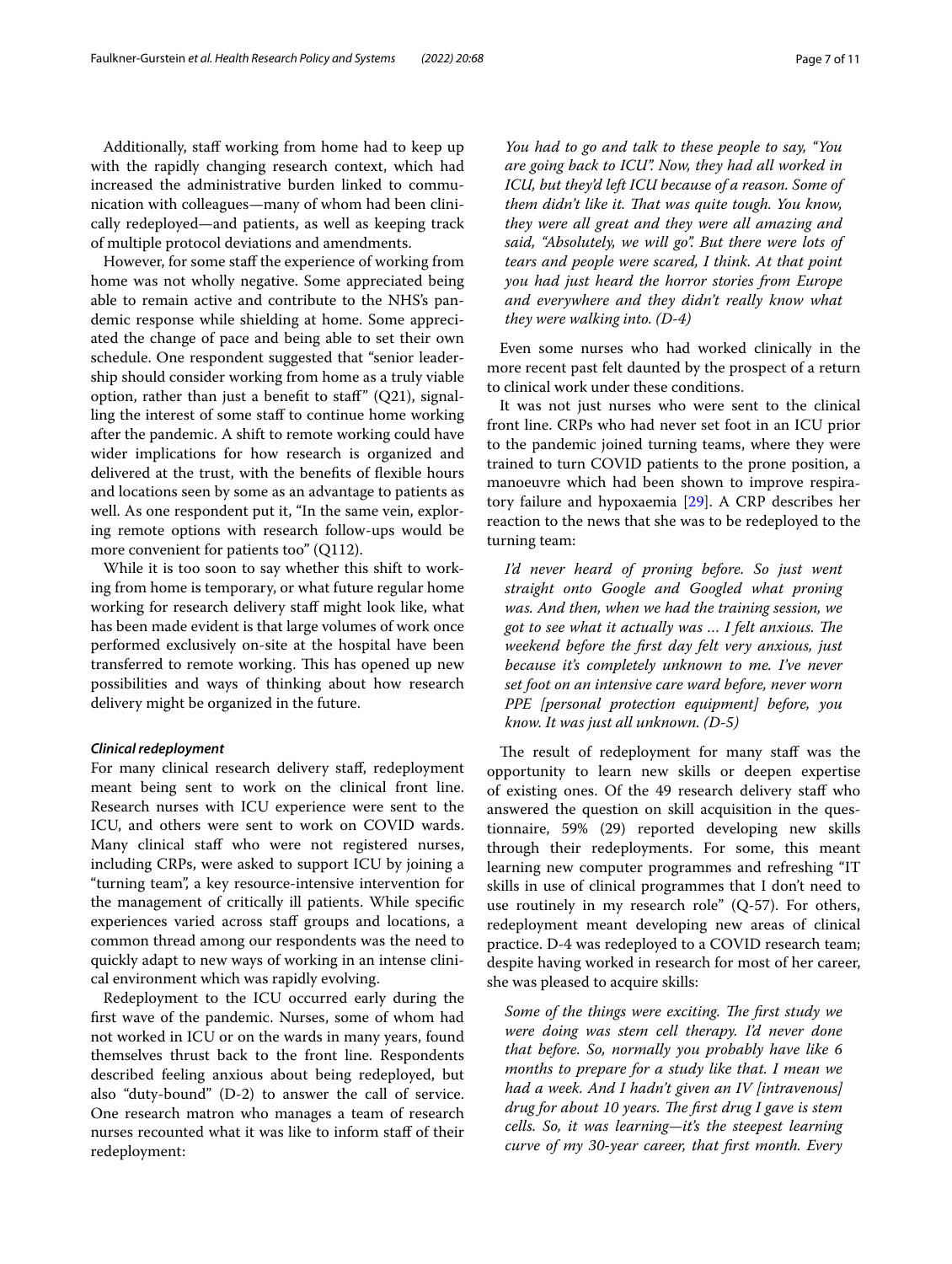Additionally, staff working from home had to keep up with the rapidly changing research context, which had increased the administrative burden linked to communication with colleagues—many of whom had been clinically redeployed—and patients, as well as keeping track of multiple protocol deviations and amendments.

However, for some staff the experience of working from home was not wholly negative. Some appreciated being able to remain active and contribute to the NHS's pandemic response while shielding at home. Some appreciated the change of pace and being able to set their own schedule. One respondent suggested that "senior leadership should consider working from home as a truly viable option, rather than just a benefit to staff" (Q21), signalling the interest of some staff to continue home working after the pandemic. A shift to remote working could have wider implications for how research is organized and delivered at the trust, with the benefits of flexible hours and locations seen by some as an advantage to patients as well. As one respondent put it, "In the same vein, exploring remote options with research follow-ups would be more convenient for patients too" (Q112).

While it is too soon to say whether this shift to working from home is temporary, or what future regular home working for research delivery staff might look like, what has been made evident is that large volumes of work once performed exclusively on-site at the hospital have been transferred to remote working. This has opened up new possibilities and ways of thinking about how research delivery might be organized in the future.

#### *Clinical redeployment*

For many clinical research delivery staff, redeployment meant being sent to work on the clinical front line. Research nurses with ICU experience were sent to the ICU, and others were sent to work on COVID wards. Many clinical staff who were not registered nurses, including CRPs, were asked to support ICU by joining a "turning team", a key resource-intensive intervention for the management of critically ill patients. While specific experiences varied across staff groups and locations, a common thread among our respondents was the need to quickly adapt to new ways of working in an intense clinical environment which was rapidly evolving.

Redeployment to the ICU occurred early during the first wave of the pandemic. Nurses, some of whom had not worked in ICU or on the wards in many years, found themselves thrust back to the front line. Respondents described feeling anxious about being redeployed, but also "duty-bound" (D-2) to answer the call of service. One research matron who manages a team of research nurses recounted what it was like to inform staff of their redeployment:

> *You had to go and talk to these people to say, "You are going back to ICU". Now, they had all worked in ICU, but they'd left ICU because of a reason. Some of them didn't like it. That was quite tough. You know, they were all great and they were all amazing and said, "Absolutely, we will go". But there were lots of tears and people were scared, I think. At that point you had just heard the horror stories from Europe and everywhere and they didn't really know what they were walking into. (D-4)*

Even some nurses who had worked clinically in the more recent past felt daunted by the prospect of a return to clinical work under these conditions.

It was not just nurses who were sent to the clinical front line. CRPs who had never set foot in an ICU prior to the pandemic joined turning teams, where they were trained to turn COVID patients to the prone position, a manoeuvre which had been shown to improve respiratory failure and hypoxaemia [29]. A CRP describes her reaction to the news that she was to be redeployed to the turning team:

> *I'd never heard of proning before. So just went straight onto Google and Googled what proning was. And then, when we had the training session, we got to see what it actually was … I felt anxious. The weekend before the first day felt very anxious, just because it's completely unknown to me. I've never set foot on an intensive care ward before, never worn PPE [personal protection equipment] before, you know. It was just all unknown. (D-5)*

The result of redeployment for many staff was the opportunity to learn new skills or deepen expertise of existing ones. Of the 49 research delivery staff who answered the question on skill acquisition in the questionnaire, 59% (29) reported developing new skills through their redeployments. For some, this meant learning new computer programmes and refreshing "IT skills in use of clinical programmes that I don't need to use routinely in my research role" (Q-57). For others, redeployment meant developing new areas of clinical practice. D-4 was redeployed to a COVID research team; despite having worked in research for most of her career, she was pleased to acquire skills:

> *Some of the things were exciting. The first study we were doing was stem cell therapy. I'd never done that before. So, normally you probably have like 6 months to prepare for a study like that. I mean we had a week. And I hadn't given an IV [intravenous] drug for about 10 years. The first drug I gave is stem cells. So, it was learning—it's the steepest learning curve of my 30-year career, that first month. Every*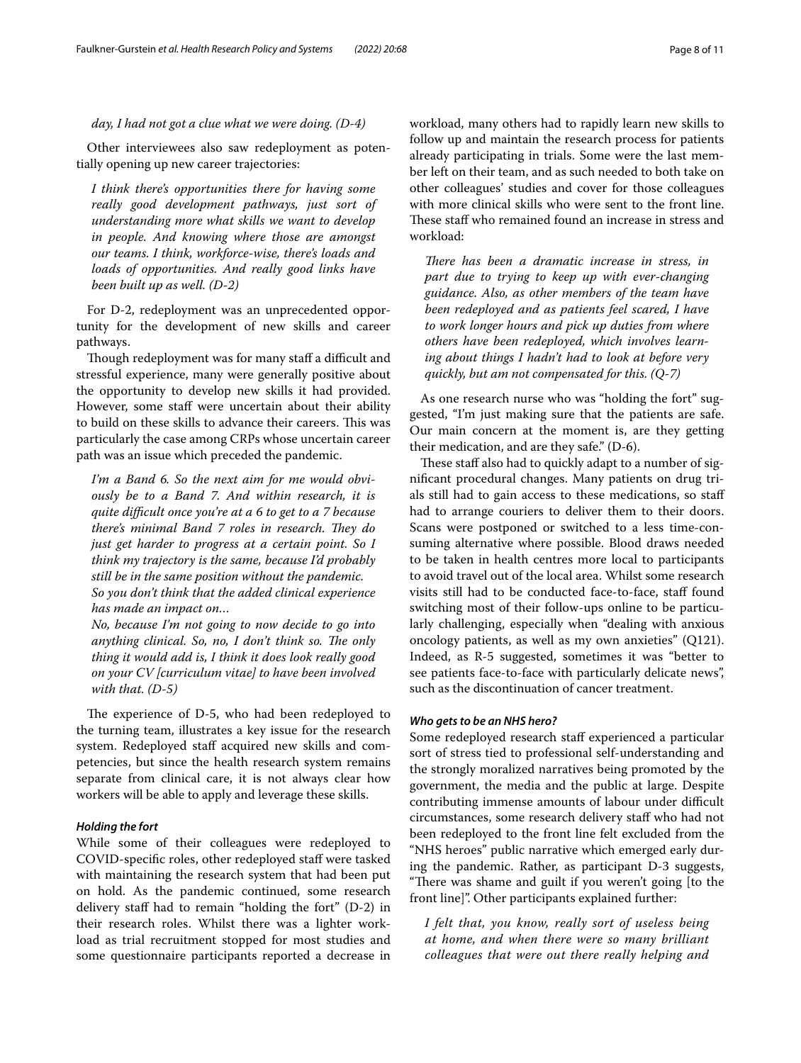*day, I had not got a clue what we were doing. (D-4)*

Other interviewees also saw redeployment as potentially opening up new career trajectories:

> *I think there's opportunities there for having some really good development pathways, just sort of understanding more what skills we want to develop in people. And knowing where those are amongst our teams. I think, workforce-wise, there's loads and loads of opportunities. And really good links have been built up as well. (D-2)*

For D-2, redeployment was an unprecedented opportunity for the development of new skills and career pathways.

Though redeployment was for many staff a difficult and stressful experience, many were generally positive about the opportunity to develop new skills it had provided. However, some staff were uncertain about their ability to build on these skills to advance their careers. This was particularly the case among CRPs whose uncertain career path was an issue which preceded the pandemic.

> *I'm a Band 6. So the next aim for me would obviously be to a Band 7. And within research, it is quite difficult once you're at a 6 to get to a 7 because there's minimal Band 7 roles in research. They do just get harder to progress at a certain point. So I think my trajectory is the same, because I'd probably still be in the same position without the pandemic.*
>
> *So you don't think that the added clinical experience has made an impact on…*
>
> *No, because I'm not going to now decide to go into anything clinical. So, no, I don't think so. The only thing it would add is, I think it does look really good on your CV [curriculum vitae] to have been involved with that. (D-5)*

The experience of D-5, who had been redeployed to the turning team, illustrates a key issue for the research system. Redeployed staff acquired new skills and competencies, but since the health research system remains separate from clinical care, it is not always clear how workers will be able to apply and leverage these skills.

#### *Holding the fort*

While some of their colleagues were redeployed to COVID-specific roles, other redeployed staff were tasked with maintaining the research system that had been put on hold. As the pandemic continued, some research delivery staff had to remain "holding the fort" (D-2) in their research roles. Whilst there was a lighter workload as trial recruitment stopped for most studies and some questionnaire participants reported a decrease in workload, many others had to rapidly learn new skills to follow up and maintain the research process for patients already participating in trials. Some were the last member left on their team, and as such needed to both take on other colleagues' studies and cover for those colleagues with more clinical skills who were sent to the front line. These staff who remained found an increase in stress and workload:

> *There has been a dramatic increase in stress, in part due to trying to keep up with ever-changing guidance. Also, as other members of the team have been redeployed and as patients feel scared, I have to work longer hours and pick up duties from where others have been redeployed, which involves learning about things I hadn't had to look at before very quickly, but am not compensated for this. (Q-7)*

As one research nurse who was "holding the fort" suggested, "I'm just making sure that the patients are safe. Our main concern at the moment is, are they getting their medication, and are they safe." (D-6).

These staff also had to quickly adapt to a number of significant procedural changes. Many patients on drug trials still had to gain access to these medications, so staff had to arrange couriers to deliver them to their doors. Scans were postponed or switched to a less time-consuming alternative where possible. Blood draws needed to be taken in health centres more local to participants to avoid travel out of the local area. Whilst some research visits still had to be conducted face-to-face, staff found switching most of their follow-ups online to be particularly challenging, especially when "dealing with anxious oncology patients, as well as my own anxieties" (Q121). Indeed, as R-5 suggested, sometimes it was "better to see patients face-to-face with particularly delicate news", such as the discontinuation of cancer treatment.

#### *Who gets to be an NHS hero?*

Some redeployed research staff experienced a particular sort of stress tied to professional self-understanding and the strongly moralized narratives being promoted by the government, the media and the public at large. Despite contributing immense amounts of labour under difficult circumstances, some research delivery staff who had not been redeployed to the front line felt excluded from the "NHS heroes" public narrative which emerged early during the pandemic. Rather, as participant D-3 suggests, "There was shame and guilt if you weren't going [to the front line]". Other participants explained further:

> *I felt that, you know, really sort of useless being at home, and when there were so many brilliant colleagues that were out there really helping and*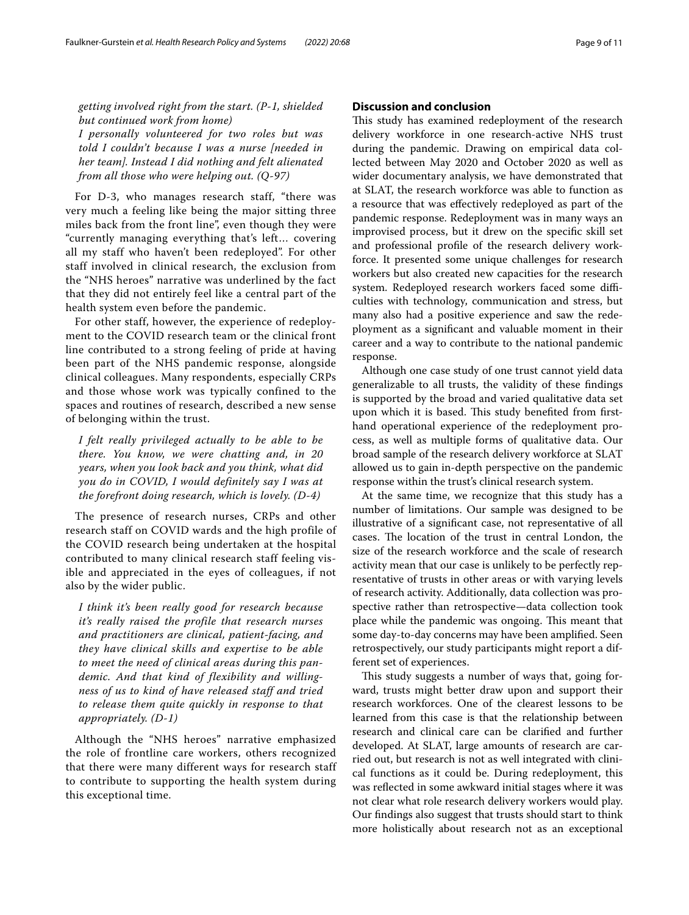*getting involved right from the start. (P-1, shielded but continued work from home)*

*I personally volunteered for two roles but was told I couldn't because I was a nurse [needed in her team]. Instead I did nothing and felt alienated from all those who were helping out. (Q-97)*

For D-3, who manages research staff, "there was very much a feeling like being the major sitting three miles back from the front line", even though they were "currently managing everything that's left… covering all my staff who haven't been redeployed". For other staff involved in clinical research, the exclusion from the "NHS heroes" narrative was underlined by the fact that they did not entirely feel like a central part of the health system even before the pandemic.

For other staff, however, the experience of redeployment to the COVID research team or the clinical front line contributed to a strong feeling of pride at having been part of the NHS pandemic response, alongside clinical colleagues. Many respondents, especially CRPs and those whose work was typically confined to the spaces and routines of research, described a new sense of belonging within the trust.

*I felt really privileged actually to be able to be there. You know, we were chatting and, in 20 years, when you look back and you think, what did you do in COVID, I would definitely say I was at the forefront doing research, which is lovely. (D-4)*

The presence of research nurses, CRPs and other research staff on COVID wards and the high profile of the COVID research being undertaken at the hospital contributed to many clinical research staff feeling visible and appreciated in the eyes of colleagues, if not also by the wider public.

*I think it's been really good for research because it's really raised the profile that research nurses and practitioners are clinical, patient-facing, and they have clinical skills and expertise to be able to meet the need of clinical areas during this pandemic. And that kind of flexibility and willingness of us to kind of have released staff and tried to release them quite quickly in response to that appropriately. (D-1)*

Although the "NHS heroes" narrative emphasized the role of frontline care workers, others recognized that there were many different ways for research staff to contribute to supporting the health system during this exceptional time.

## Discussion and conclusion

This study has examined redeployment of the research delivery workforce in one research-active NHS trust during the pandemic. Drawing on empirical data collected between May 2020 and October 2020 as well as wider documentary analysis, we have demonstrated that at SLAT, the research workforce was able to function as a resource that was effectively redeployed as part of the pandemic response. Redeployment was in many ways an improvised process, but it drew on the specific skill set and professional profile of the research delivery workforce. It presented some unique challenges for research workers but also created new capacities for the research system. Redeployed research workers faced some difficulties with technology, communication and stress, but many also had a positive experience and saw the redeployment as a significant and valuable moment in their career and a way to contribute to the national pandemic response.

Although one case study of one trust cannot yield data generalizable to all trusts, the validity of these findings is supported by the broad and varied qualitative data set upon which it is based. This study benefited from first-hand operational experience of the redeployment process, as well as multiple forms of qualitative data. Our broad sample of the research delivery workforce at SLAT allowed us to gain in-depth perspective on the pandemic response within the trust's clinical research system.

At the same time, we recognize that this study has a number of limitations. Our sample was designed to be illustrative of a significant case, not representative of all cases. The location of the trust in central London, the size of the research workforce and the scale of research activity mean that our case is unlikely to be perfectly representative of trusts in other areas or with varying levels of research activity. Additionally, data collection was prospective rather than retrospective—data collection took place while the pandemic was ongoing. This meant that some day-to-day concerns may have been amplified. Seen retrospectively, our study participants might report a different set of experiences.

This study suggests a number of ways that, going forward, trusts might better draw upon and support their research workforces. One of the clearest lessons to be learned from this case is that the relationship between research and clinical care can be clarified and further developed. At SLAT, large amounts of research are carried out, but research is not as well integrated with clinical functions as it could be. During redeployment, this was reflected in some awkward initial stages where it was not clear what role research delivery workers would play. Our findings also suggest that trusts should start to think more holistically about research not as an exceptional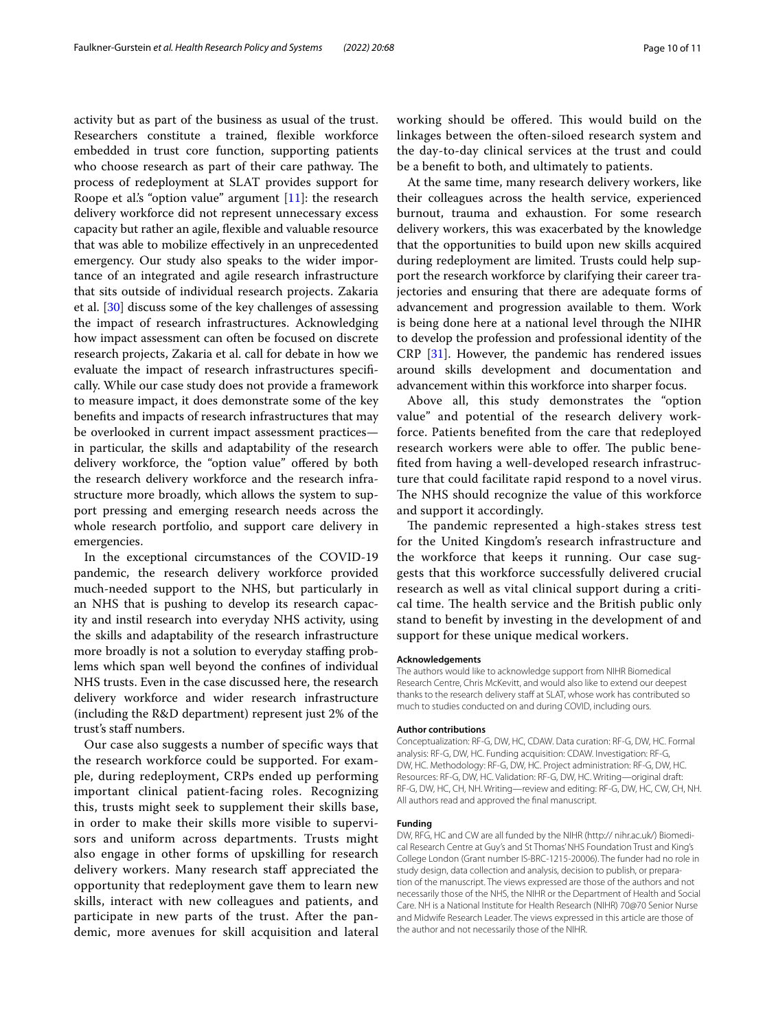activity but as part of the business as usual of the trust. Researchers constitute a trained, flexible workforce embedded in trust core function, supporting patients who choose research as part of their care pathway. The process of redeployment at SLAT provides support for Roope et al.'s "option value" argument [11]: the research delivery workforce did not represent unnecessary excess capacity but rather an agile, flexible and valuable resource that was able to mobilize effectively in an unprecedented emergency. Our study also speaks to the wider importance of an integrated and agile research infrastructure that sits outside of individual research projects. Zakaria et al. [30] discuss some of the key challenges of assessing the impact of research infrastructures. Acknowledging how impact assessment can often be focused on discrete research projects, Zakaria et al. call for debate in how we evaluate the impact of research infrastructures specifically. While our case study does not provide a framework to measure impact, it does demonstrate some of the key benefits and impacts of research infrastructures that may be overlooked in current impact assessment practices—in particular, the skills and adaptability of the research delivery workforce, the "option value" offered by both the research delivery workforce and the research infrastructure more broadly, which allows the system to support pressing and emerging research needs across the whole research portfolio, and support care delivery in emergencies.

In the exceptional circumstances of the COVID-19 pandemic, the research delivery workforce provided much-needed support to the NHS, but particularly in an NHS that is pushing to develop its research capacity and instil research into everyday NHS activity, using the skills and adaptability of the research infrastructure more broadly is not a solution to everyday staffing problems which span well beyond the confines of individual NHS trusts. Even in the case discussed here, the research delivery workforce and wider research infrastructure (including the R&D department) represent just 2% of the trust's staff numbers.

Our case also suggests a number of specific ways that the research workforce could be supported. For example, during redeployment, CRPs ended up performing important clinical patient-facing roles. Recognizing this, trusts might seek to supplement their skills base, in order to make their skills more visible to supervisors and uniform across departments. Trusts might also engage in other forms of upskilling for research delivery workers. Many research staff appreciated the opportunity that redeployment gave them to learn new skills, interact with new colleagues and patients, and participate in new parts of the trust. After the pandemic, more avenues for skill acquisition and lateral working should be offered. This would build on the linkages between the often-siloed research system and the day-to-day clinical services at the trust and could be a benefit to both, and ultimately to patients.

At the same time, many research delivery workers, like their colleagues across the health service, experienced burnout, trauma and exhaustion. For some research delivery workers, this was exacerbated by the knowledge that the opportunities to build upon new skills acquired during redeployment are limited. Trusts could help support the research workforce by clarifying their career trajectories and ensuring that there are adequate forms of advancement and progression available to them. Work is being done here at a national level through the NIHR to develop the profession and professional identity of the CRP [31]. However, the pandemic has rendered issues around skills development and documentation and advancement within this workforce into sharper focus.

Above all, this study demonstrates the "option value" and potential of the research delivery workforce. Patients benefited from the care that redeployed research workers were able to offer. The public benefited from having a well-developed research infrastructure that could facilitate rapid respond to a novel virus. The NHS should recognize the value of this workforce and support it accordingly.

The pandemic represented a high-stakes stress test for the United Kingdom's research infrastructure and the workforce that keeps it running. Our case suggests that this workforce successfully delivered crucial research as well as vital clinical support during a critical time. The health service and the British public only stand to benefit by investing in the development of and support for these unique medical workers.

#### Acknowledgements

The authors would like to acknowledge support from NIHR Biomedical Research Centre, Chris McKevitt, and would also like to extend our deepest thanks to the research delivery staff at SLAT, whose work has contributed so much to studies conducted on and during COVID, including ours.

#### Author contributions

Conceptualization: RF-G, DW, HC, CDAW. Data curation: RF-G, DW, HC. Formal analysis: RF-G, DW, HC. Funding acquisition: CDAW. Investigation: RF-G, DW, HC. Methodology: RF-G, DW, HC. Project administration: RF-G, DW, HC. Resources: RF-G, DW, HC. Validation: RF-G, DW, HC. Writing—original draft: RF-G, DW, HC, CH, NH. Writing—review and editing: RF-G, DW, HC, CW, CH, NH. All authors read and approved the final manuscript.

#### Funding

DW, RFG, HC and CW are all funded by the NIHR (http:// nihr.ac.uk/) Biomedical Research Centre at Guy's and St Thomas' NHS Foundation Trust and King's College London (Grant number IS-BRC-1215-20006). The funder had no role in study design, data collection and analysis, decision to publish, or preparation of the manuscript. The views expressed are those of the authors and not necessarily those of the NHS, the NIHR or the Department of Health and Social Care. NH is a National Institute for Health Research (NIHR) 70@70 Senior Nurse and Midwife Research Leader. The views expressed in this article are those of the author and not necessarily those of the NIHR.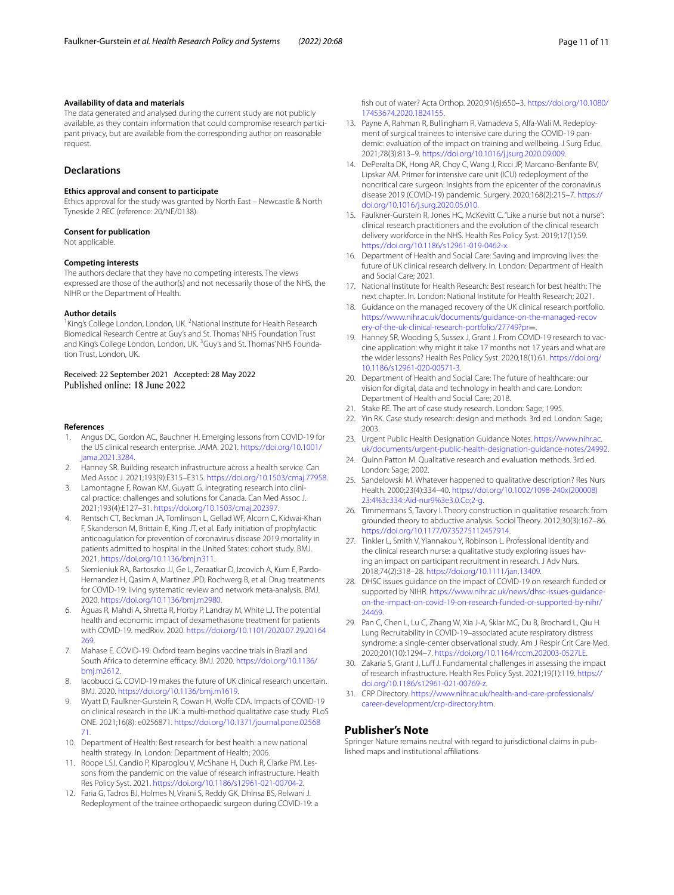### Availability of data and materials

The data generated and analysed during the current study are not publicly available, as they contain information that could compromise research participant privacy, but are available from the corresponding author on reasonable request.

## Declarations

### Ethics approval and consent to participate

Ethics approval for the study was granted by North East – Newcastle & North Tyneside 2 REC (reference: 20/NE/0138).

### Consent for publication

Not applicable.

### Competing interests

The authors declare that they have no competing interests. The views expressed are those of the author(s) and not necessarily those of the NHS, the NIHR or the Department of Health.

### Author details

[1]King's College London, London, UK. [2]National Institute for Health Research Biomedical Research Centre at Guy's and St. Thomas' NHS Foundation Trust and King's College London, London, UK. [3]Guy's and St. Thomas' NHS Foundation Trust, London, UK.

Received: 22 September 2021 Accepted: 28 May 2022
Published online: 18 June 2022

### References

1. Angus DC, Gordon AC, Bauchner H. Emerging lessons from COVID-19 for the US clinical research enterprise. JAMA. 2021. https://doi.org/10.1001/jama.2021.3284.
2. Hanney SR. Building research infrastructure across a health service. Can Med Assoc J. 2021;193(9):E315–E315. https://doi.org/10.1503/cmaj.77958.
3. Lamontagne F, Rowan KM, Guyatt G. Integrating research into clinical practice: challenges and solutions for Canada. Can Med Assoc J. 2021;193(4):E127–31. https://doi.org/10.1503/cmaj.202397.
4. Rentsch CT, Beckman JA, Tomlinson L, Gellad WF, Alcorn C, Kidwai-Khan F, Skanderson M, Brittain E, King JT, et al. Early initiation of prophylactic anticoagulation for prevention of coronavirus disease 2019 mortality in patients admitted to hospital in the United States: cohort study. BMJ. 2021. https://doi.org/10.1136/bmj.n311.
5. Siemieniuk RA, Bartoszko JJ, Ge L, Zeraatkar D, Izcovich A, Kum E, Pardo-Hernandez H, Qasim A, Martinez JPD, Rochwerg B, et al. Drug treatments for COVID-19: living systematic review and network meta-analysis. BMJ. 2020. https://doi.org/10.1136/bmj.m2980.
6. Águas R, Mahdi A, Shretta R, Horby P, Landray M, White LJ. The potential health and economic impact of dexamethasone treatment for patients with COVID-19. medRxiv. 2020. https://doi.org/10.1101/2020.07.29.20164269.
7. Mahase E. COVID-19: Oxford team begins vaccine trials in Brazil and South Africa to determine efficacy. BMJ. 2020. https://doi.org/10.1136/bmj.m2612.
8. Iacobucci G. COVID-19 makes the future of UK clinical research uncertain. BMJ. 2020. https://doi.org/10.1136/bmj.m1619.
9. Wyatt D, Faulkner-Gurstein R, Cowan H, Wolfe CDA. Impacts of COVID-19 on clinical research in the UK: a multi-method qualitative case study. PLoS ONE. 2021;16(8): e0256871. https://doi.org/10.1371/journal.pone.0256871.
10. Department of Health: Best research for best health: a new national health strategy. In. London: Department of Health; 2006.
11. Roope LSJ, Candio P, Kiparoglou V, McShane H, Duch R, Clarke PM. Lessons from the pandemic on the value of research infrastructure. Health Res Policy Syst. 2021. https://doi.org/10.1186/s12961-021-00704-2.
12. Faria G, Tadros BJ, Holmes N, Virani S, Reddy GK, Dhinsa BS, Relwani J. Redeployment of the trainee orthopaedic surgeon during COVID-19: a fish out of water? Acta Orthop. 2020;91(6):650–3. https://doi.org/10.1080/17453674.2020.1824155.
13. Payne A, Rahman R, Bullingham R, Vamadeva S, Alfa-Wali M. Redeployment of surgical trainees to intensive care during the COVID-19 pandemic: evaluation of the impact on training and wellbeing. J Surg Educ. 2021;78(3):813–9. https://doi.org/10.1016/j.jsurg.2020.09.009.
14. DePeralta DK, Hong AR, Choy C, Wang J, Ricci JP, Marcano-Benfante BV, Lipskar AM. Primer for intensive care unit (ICU) redeployment of the noncritical care surgeon: Insights from the epicenter of the coronavirus disease 2019 (COVID-19) pandemic. Surgery. 2020;168(2):215–7. https://doi.org/10.1016/j.surg.2020.05.010.
15. Faulkner-Gurstein R, Jones HC, McKevitt C. "Like a nurse but not a nurse": clinical research practitioners and the evolution of the clinical research delivery workforce in the NHS. Health Res Policy Syst. 2019;17(1):59. https://doi.org/10.1186/s12961-019-0462-x.
16. Department of Health and Social Care: Saving and improving lives: the future of UK clinical research delivery. In. London: Department of Health and Social Care; 2021.
17. National Institute for Health Research: Best research for best health: The next chapter. In. London: National Institute for Health Research; 2021.
18. Guidance on the managed recovery of the UK clinical research portfolio. https://www.nihr.ac.uk/documents/guidance-on-the-managed-recovery-of-the-uk-clinical-research-portfolio/27749?pr=.
19. Hanney SR, Wooding S, Sussex J, Grant J. From COVID-19 research to vaccine application: why might it take 17 months not 17 years and what are the wider lessons? Health Res Policy Syst. 2020;18(1):61. https://doi.org/10.1186/s12961-020-00571-3.
20. Department of Health and Social Care: The future of healthcare: our vision for digital, data and technology in health and care. London: Department of Health and Social Care; 2018.
21. Stake RE. The art of case study research. London: Sage; 1995.
22. Yin RK. Case study research: design and methods. 3rd ed. London: Sage; 2003.
23. Urgent Public Health Designation Guidance Notes. https://www.nihr.ac.uk/documents/urgent-public-health-designation-guidance-notes/24992.
24. Quinn Patton M. Qualitative research and evaluation methods. 3rd ed. London: Sage; 2002.
25. Sandelowski M. Whatever happened to qualitative description? Res Nurs Health. 2000;23(4):334–40. https://doi.org/10.1002/1098-240x(200008)23:4%3c334::Aid-nur9%3e3.0.Co;2-g.
26. Timmermans S, Tavory I. Theory construction in qualitative research: from grounded theory to abductive analysis. Sociol Theory. 2012;30(3):167–86. https://doi.org/10.1177/0735275112457914.
27. Tinkler L, Smith V, Yiannakou Y, Robinson L. Professional identity and the clinical research nurse: a qualitative study exploring issues having an impact on participant recruitment in research. J Adv Nurs. 2018;74(2):318–28. https://doi.org/10.1111/jan.13409.
28. DHSC issues guidance on the impact of COVID-19 on research funded or supported by NIHR. https://www.nihr.ac.uk/news/dhsc-issues-guidance-on-the-impact-on-covid-19-on-research-funded-or-supported-by-nihr/24469.
29. Pan C, Chen L, Lu C, Zhang W, Xia J-A, Sklar MC, Du B, Brochard L, Qiu H. Lung Recruitability in COVID-19–associated acute respiratory distress syndrome: a single-center observational study. Am J Respir Crit Care Med. 2020;201(10):1294–7. https://doi.org/10.1164/rccm.202003-0527LE.
30. Zakaria S, Grant J, Luff J. Fundamental challenges in assessing the impact of research infrastructure. Health Res Policy Syst. 2021;19(1):119. https://doi.org/10.1186/s12961-021-00769-z.
31. CRP Directory. https://www.nihr.ac.uk/health-and-care-professionals/career-development/crp-directory.htm.

## Publisher's Note

Springer Nature remains neutral with regard to jurisdictional claims in published maps and institutional affiliations.